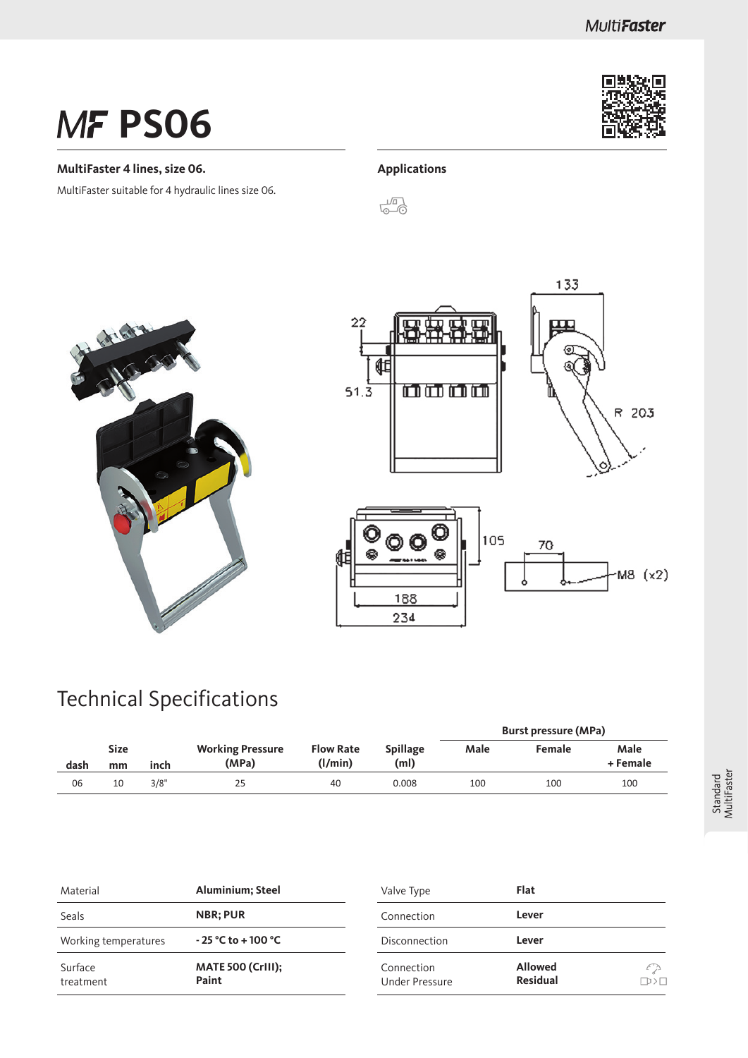# MF PS06

**MultiFaster 4 lines, size 06.**

MultiFaster suitable for 4 hydraulic lines size 06.

**Applications**

## Technical Specifications

| dash | Size mm | inch | Working Pressure (MPa) | Flow Rate (l/min) | Spillage (ml) | Burst pressure (MPa) Male | Female | Male + Female |
|---|---|---|---|---|---|---|---|---|
| 06 | 10 | 3/8" | 25 | 40 | 0.008 | 100 | 100 | 100 |

| | |
|---|---|
| Material | **Aluminium; Steel** |
| Seals | **NBR; PUR** |
| Working temperatures | **- 25 °C to + 100 °C** |
| Surface treatment | **MATE 500 (CrIII); Paint** |

| | |
|---|---|
| Valve Type | **Flat** |
| Connection | **Lever** |
| Disconnection | **Lever** |
| Connection Under Pressure | **Allowed Residual** |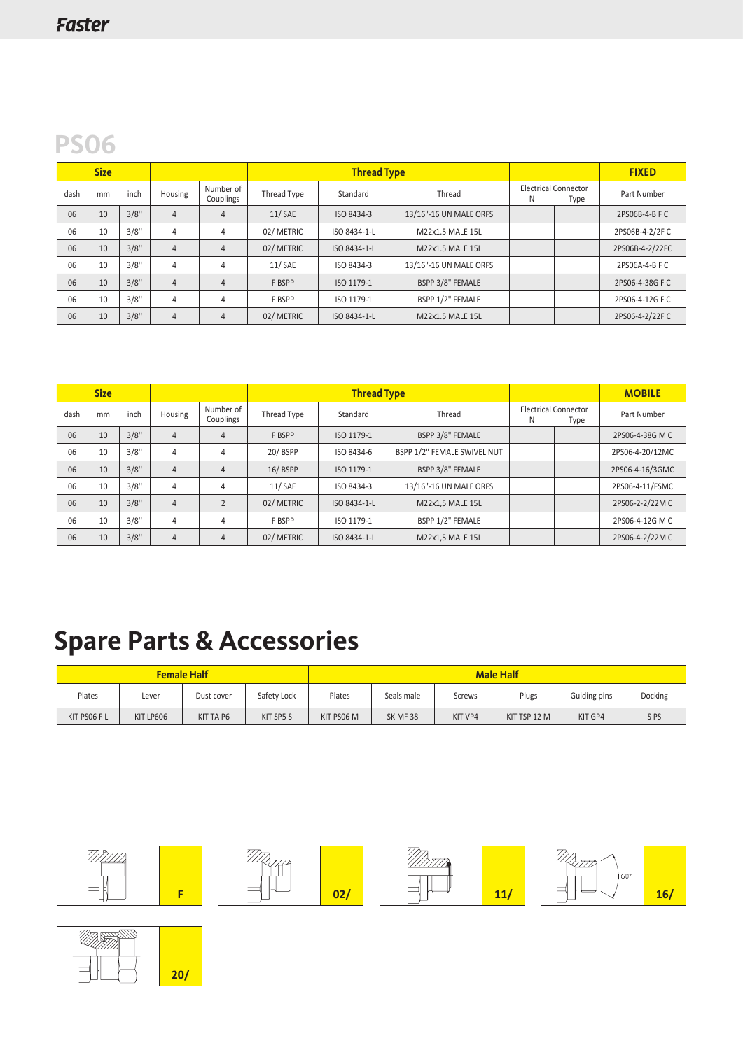# PS06

| Size | | | | | Thread Type | | | | | FIXED |
|---|---|---|---|---|---|---|---|---|---|---|
| dash | mm | inch | Housing | Number of Couplings | Thread Type | Standard | Thread | Electrical Connector N | Type | Part Number |
| 06 | 10 | 3/8" | 4 | 4 | 11/ SAE | ISO 8434-3 | 13/16"-16 UN MALE ORFS | | | 2PS06B-4-B F C |
| 06 | 10 | 3/8" | 4 | 4 | 02/ METRIC | ISO 8434-1-L | M22x1.5 MALE 15L | | | 2PS06B-4-2/2F C |
| 06 | 10 | 3/8" | 4 | 4 | 02/ METRIC | ISO 8434-1-L | M22x1.5 MALE 15L | | | 2PS06B-4-2/22FC |
| 06 | 10 | 3/8" | 4 | 4 | 11/ SAE | ISO 8434-3 | 13/16"-16 UN MALE ORFS | | | 2PS06A-4-B F C |
| 06 | 10 | 3/8" | 4 | 4 | F BSPP | ISO 1179-1 | BSPP 3/8" FEMALE | | | 2PS06-4-38G F C |
| 06 | 10 | 3/8" | 4 | 4 | F BSPP | ISO 1179-1 | BSPP 1/2" FEMALE | | | 2PS06-4-12G F C |
| 06 | 10 | 3/8" | 4 | 4 | 02/ METRIC | ISO 8434-1-L | M22x1.5 MALE 15L | | | 2PS06-4-2/22F C |

| Size | | | | | Thread Type | | | | | MOBILE |
|---|---|---|---|---|---|---|---|---|---|---|
| dash | mm | inch | Housing | Number of Couplings | Thread Type | Standard | Thread | Electrical Connector N | Type | Part Number |
| 06 | 10 | 3/8" | 4 | 4 | F BSPP | ISO 1179-1 | BSPP 3/8" FEMALE | | | 2PS06-4-38G M C |
| 06 | 10 | 3/8" | 4 | 4 | 20/ BSPP | ISO 8434-6 | BSPP 1/2" FEMALE SWIVEL NUT | | | 2PS06-4-20/12MC |
| 06 | 10 | 3/8" | 4 | 4 | 16/ BSPP | ISO 1179-1 | BSPP 3/8" FEMALE | | | 2PS06-4-16/3GMC |
| 06 | 10 | 3/8" | 4 | 4 | 11/ SAE | ISO 8434-3 | 13/16"-16 UN MALE ORFS | | | 2PS06-4-11/FSMC |
| 06 | 10 | 3/8" | 4 | 2 | 02/ METRIC | ISO 8434-1-L | M22x1,5 MALE 15L | | | 2PS06-2-2/22M C |
| 06 | 10 | 3/8" | 4 | 4 | F BSPP | ISO 1179-1 | BSPP 1/2" FEMALE | | | 2PS06-4-12G M C |
| 06 | 10 | 3/8" | 4 | 4 | 02/ METRIC | ISO 8434-1-L | M22x1,5 MALE 15L | | | 2PS06-4-2/22M C |

# Spare Parts & Accessories

| Female Half | | | | Male Half | | | | | |
|---|---|---|---|---|---|---|---|---|---|
| Plates | Lever | Dust cover | Safety Lock | Plates | Seals male | Screws | Plugs | Guiding pins | Docking |
| KIT PS06 F L | KIT LP606 | KIT TA P6 | KIT SP5 S | KIT PS06 M | SK MF 38 | KIT VP4 | KIT TSP 12 M | KIT GP4 | S PS |

F

02/

11/

60°

16/

20/